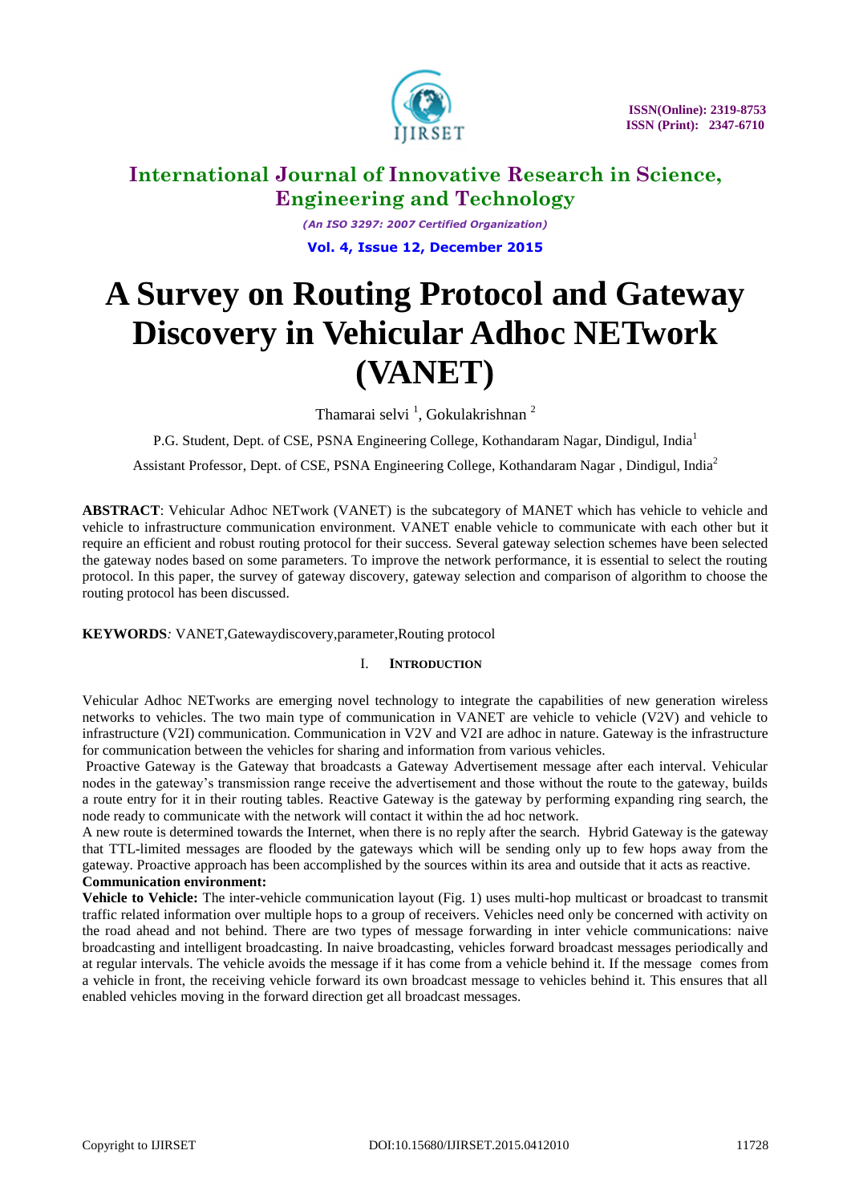# A Survey on Routing Protocol and Gateway Discovery in Vehicular Adhoc NETwork (VANET)

Thamarai selvi [1], Gokulakrishnan [2]

P.G. Student, Dept. of CSE, PSNA Engineering College, Kothandaram Nagar, Dindigul, India[1]

Assistant Professor, Dept. of CSE, PSNA Engineering College, Kothandaram Nagar , Dindigul, India[2]

**ABSTRACT**: Vehicular Adhoc NETwork (VANET) is the subcategory of MANET which has vehicle to vehicle and vehicle to infrastructure communication environment. VANET enable vehicle to communicate with each other but it require an efficient and robust routing protocol for their success. Several gateway selection schemes have been selected the gateway nodes based on some parameters. To improve the network performance, it is essential to select the routing protocol. In this paper, the survey of gateway discovery, gateway selection and comparison of algorithm to choose the routing protocol has been discussed.

**KEYWORDS***:* VANET,Gatewaydiscovery,parameter,Routing protocol

## I. INTRODUCTION

Vehicular Adhoc NETworks are emerging novel technology to integrate the capabilities of new generation wireless networks to vehicles. The two main type of communication in VANET are vehicle to vehicle (V2V) and vehicle to infrastructure (V2I) communication. Communication in V2V and V2I are adhoc in nature. Gateway is the infrastructure for communication between the vehicles for sharing and information from various vehicles.

Proactive Gateway is the Gateway that broadcasts a Gateway Advertisement message after each interval. Vehicular nodes in the gateway's transmission range receive the advertisement and those without the route to the gateway, builds a route entry for it in their routing tables. Reactive Gateway is the gateway by performing expanding ring search, the node ready to communicate with the network will contact it within the ad hoc network.

A new route is determined towards the Internet, when there is no reply after the search. Hybrid Gateway is the gateway that TTL-limited messages are flooded by the gateways which will be sending only up to few hops away from the gateway. Proactive approach has been accomplished by the sources within its area and outside that it acts as reactive.

**Communication environment:**

**Vehicle to Vehicle:** The inter-vehicle communication layout (Fig. 1) uses multi-hop multicast or broadcast to transmit traffic related information over multiple hops to a group of receivers. Vehicles need only be concerned with activity on the road ahead and not behind. There are two types of message forwarding in inter vehicle communications: naive broadcasting and intelligent broadcasting. In naive broadcasting, vehicles forward broadcast messages periodically and at regular intervals. The vehicle avoids the message if it has come from a vehicle behind it. If the message comes from a vehicle in front, the receiving vehicle forward its own broadcast message to vehicles behind it. This ensures that all enabled vehicles moving in the forward direction get all broadcast messages.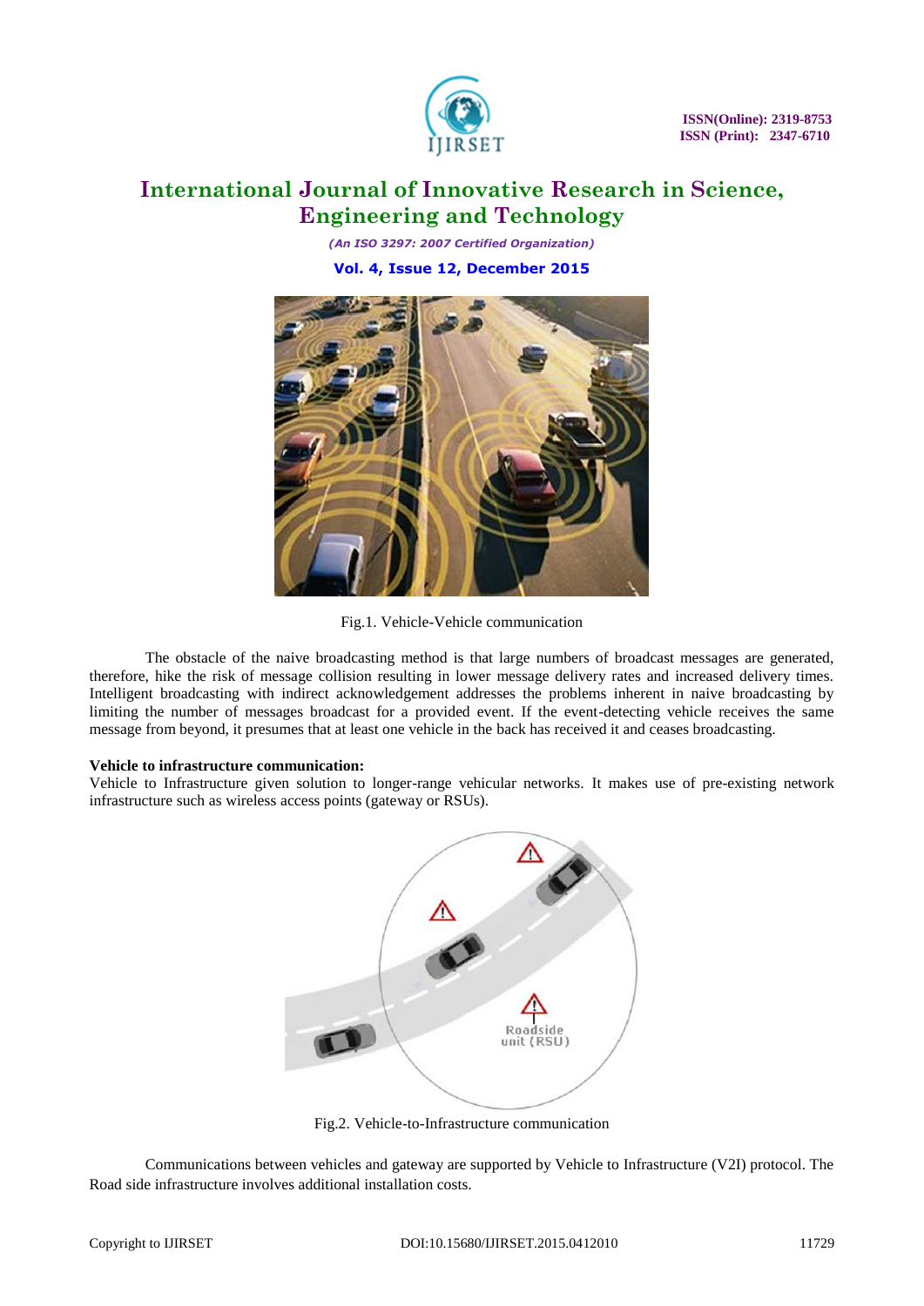Fig.1. Vehicle-Vehicle communication

The obstacle of the naive broadcasting method is that large numbers of broadcast messages are generated, therefore, hike the risk of message collision resulting in lower message delivery rates and increased delivery times. Intelligent broadcasting with indirect acknowledgement addresses the problems inherent in naive broadcasting by limiting the number of messages broadcast for a provided event. If the event-detecting vehicle receives the same message from beyond, it presumes that at least one vehicle in the back has received it and ceases broadcasting.

**Vehicle to infrastructure communication:**
Vehicle to Infrastructure given solution to longer-range vehicular networks. It makes use of pre-existing network infrastructure such as wireless access points (gateway or RSUs).

Fig.2. Vehicle-to-Infrastructure communication

Communications between vehicles and gateway are supported by Vehicle to Infrastructure (V2I) protocol. The Road side infrastructure involves additional installation costs.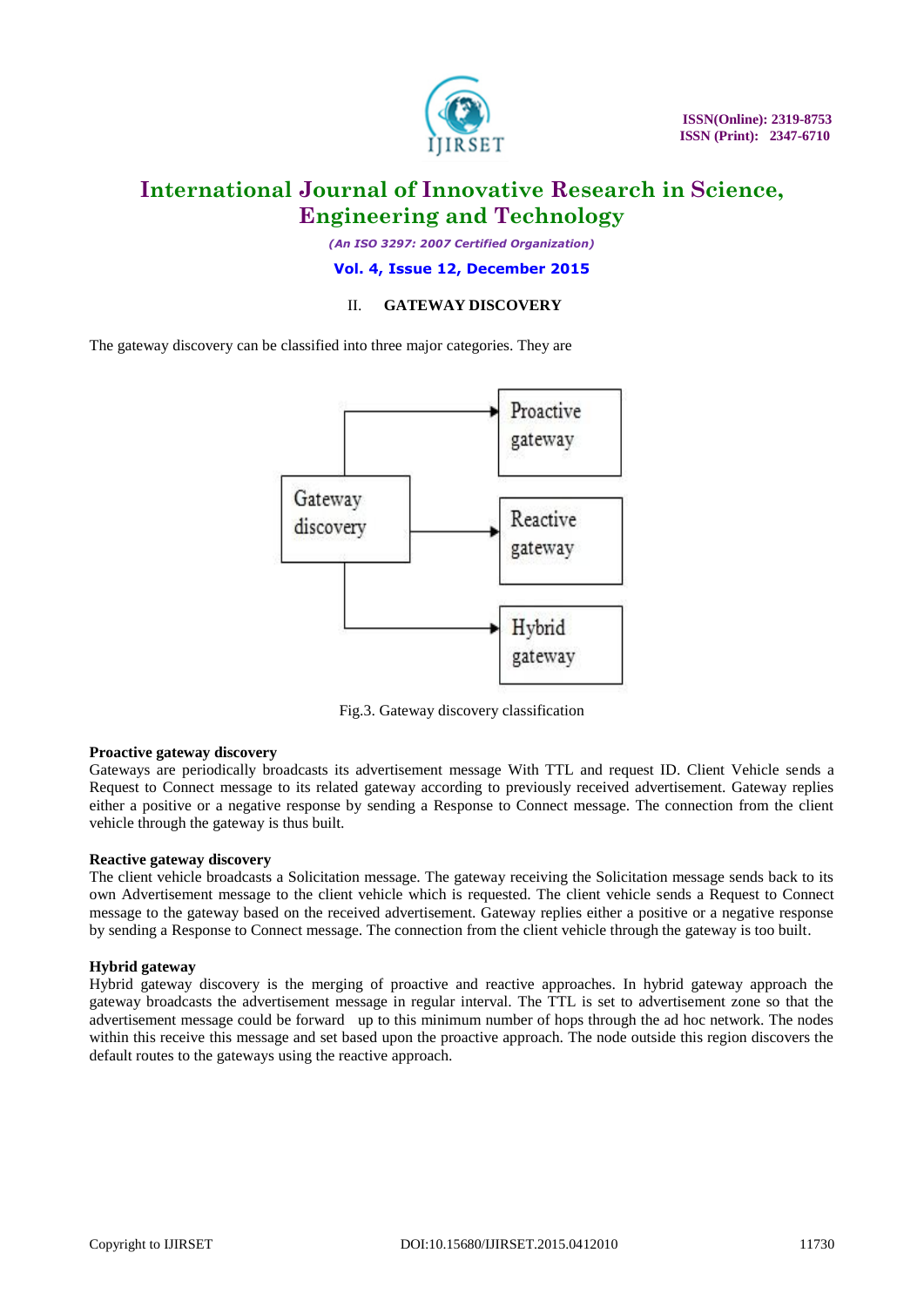## II. GATEWAY DISCOVERY

The gateway discovery can be classified into three major categories. They are

Fig.3. Gateway discovery classification

**Proactive gateway discovery**

Gateways are periodically broadcasts its advertisement message With TTL and request ID. Client Vehicle sends a Request to Connect message to its related gateway according to previously received advertisement. Gateway replies either a positive or a negative response by sending a Response to Connect message. The connection from the client vehicle through the gateway is thus built.

**Reactive gateway discovery**

The client vehicle broadcasts a Solicitation message. The gateway receiving the Solicitation message sends back to its own Advertisement message to the client vehicle which is requested. The client vehicle sends a Request to Connect message to the gateway based on the received advertisement. Gateway replies either a positive or a negative response by sending a Response to Connect message. The connection from the client vehicle through the gateway is too built.

**Hybrid gateway**

Hybrid gateway discovery is the merging of proactive and reactive approaches. In hybrid gateway approach the gateway broadcasts the advertisement message in regular interval. The TTL is set to advertisement zone so that the advertisement message could be forward up to this minimum number of hops through the ad hoc network. The nodes within this receive this message and set based upon the proactive approach. The node outside this region discovers the default routes to the gateways using the reactive approach.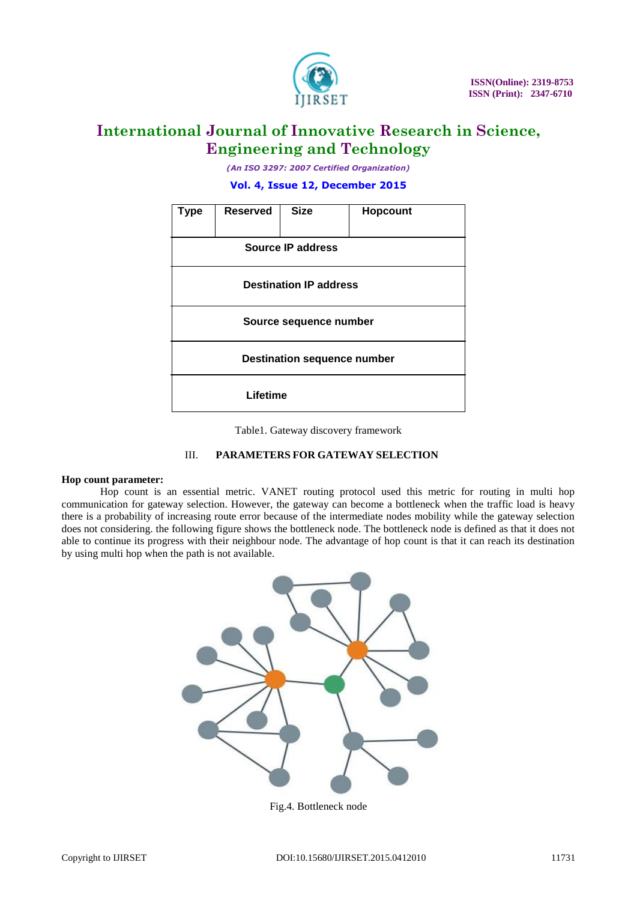| Type | Reserved | Size | Hopcount |
|---|---|---|---|
| Source IP address | | | |
| Destination IP address | | | |
| Source sequence number | | | |
| Destination sequence number | | | |
| Lifetime | | | |

Table1. Gateway discovery framework

## III. PARAMETERS FOR GATEWAY SELECTION

**Hop count parameter:**

Hop count is an essential metric. VANET routing protocol used this metric for routing in multi hop communication for gateway selection. However, the gateway can become a bottleneck when the traffic load is heavy there is a probability of increasing route error because of the intermediate nodes mobility while the gateway selection does not considering. the following figure shows the bottleneck node. The bottleneck node is defined as that it does not able to continue its progress with their neighbour node. The advantage of hop count is that it can reach its destination by using multi hop when the path is not available.

Fig.4. Bottleneck node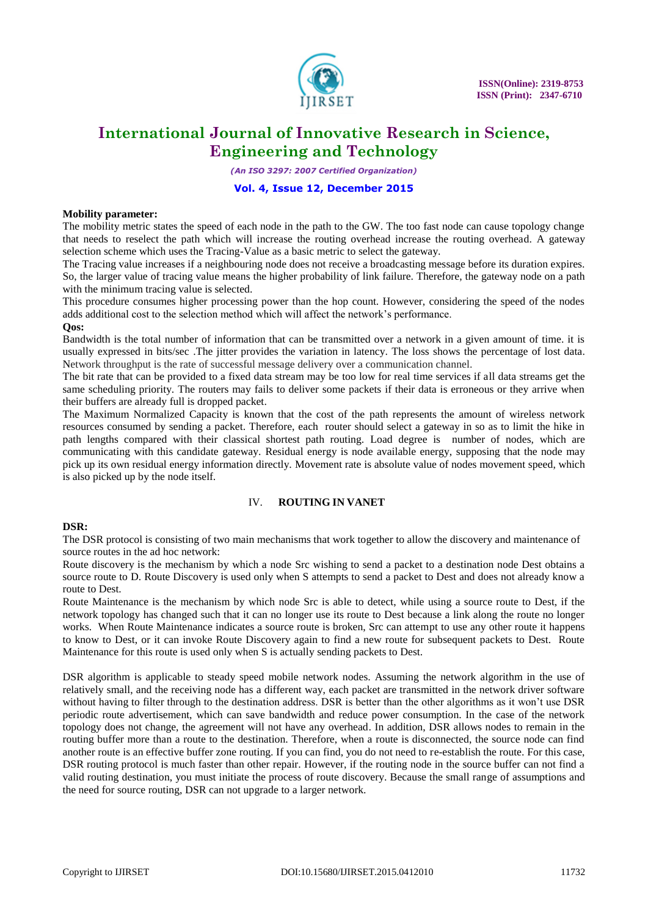**Mobility parameter:**

The mobility metric states the speed of each node in the path to the GW. The too fast node can cause topology change that needs to reselect the path which will increase the routing overhead increase the routing overhead. A gateway selection scheme which uses the Tracing-Value as a basic metric to select the gateway.

The Tracing value increases if a neighbouring node does not receive a broadcasting message before its duration expires. So, the larger value of tracing value means the higher probability of link failure. Therefore, the gateway node on a path with the minimum tracing value is selected.

This procedure consumes higher processing power than the hop count. However, considering the speed of the nodes adds additional cost to the selection method which will affect the network's performance.

**Qos:**

Bandwidth is the total number of information that can be transmitted over a network in a given amount of time. it is usually expressed in bits/sec .The jitter provides the variation in latency. The loss shows the percentage of lost data. Network throughput is the rate of successful message delivery over a communication channel.

The bit rate that can be provided to a fixed data stream may be too low for real time services if all data streams get the same scheduling priority. The routers may fails to deliver some packets if their data is erroneous or they arrive when their buffers are already full is dropped packet.

The Maximum Normalized Capacity is known that the cost of the path represents the amount of wireless network resources consumed by sending a packet. Therefore, each router should select a gateway in so as to limit the hike in path lengths compared with their classical shortest path routing. Load degree is number of nodes, which are communicating with this candidate gateway. Residual energy is node available energy, supposing that the node may pick up its own residual energy information directly. Movement rate is absolute value of nodes movement speed, which is also picked up by the node itself.

## IV. ROUTING IN VANET

**DSR:**

The DSR protocol is consisting of two main mechanisms that work together to allow the discovery and maintenance of source routes in the ad hoc network:

Route discovery is the mechanism by which a node Src wishing to send a packet to a destination node Dest obtains a source route to D. Route Discovery is used only when S attempts to send a packet to Dest and does not already know a route to Dest.

Route Maintenance is the mechanism by which node Src is able to detect, while using a source route to Dest, if the network topology has changed such that it can no longer use its route to Dest because a link along the route no longer works. When Route Maintenance indicates a source route is broken, Src can attempt to use any other route it happens to know to Dest, or it can invoke Route Discovery again to find a new route for subsequent packets to Dest. Route Maintenance for this route is used only when S is actually sending packets to Dest.

DSR algorithm is applicable to steady speed mobile network nodes. Assuming the network algorithm in the use of relatively small, and the receiving node has a different way, each packet are transmitted in the network driver software without having to filter through to the destination address. DSR is better than the other algorithms as it won't use DSR periodic route advertisement, which can save bandwidth and reduce power consumption. In the case of the network topology does not change, the agreement will not have any overhead. In addition, DSR allows nodes to remain in the routing buffer more than a route to the destination. Therefore, when a route is disconnected, the source node can find another route is an effective buffer zone routing. If you can find, you do not need to re-establish the route. For this case, DSR routing protocol is much faster than other repair. However, if the routing node in the source buffer can not find a valid routing destination, you must initiate the process of route discovery. Because the small range of assumptions and the need for source routing, DSR can not upgrade to a larger network.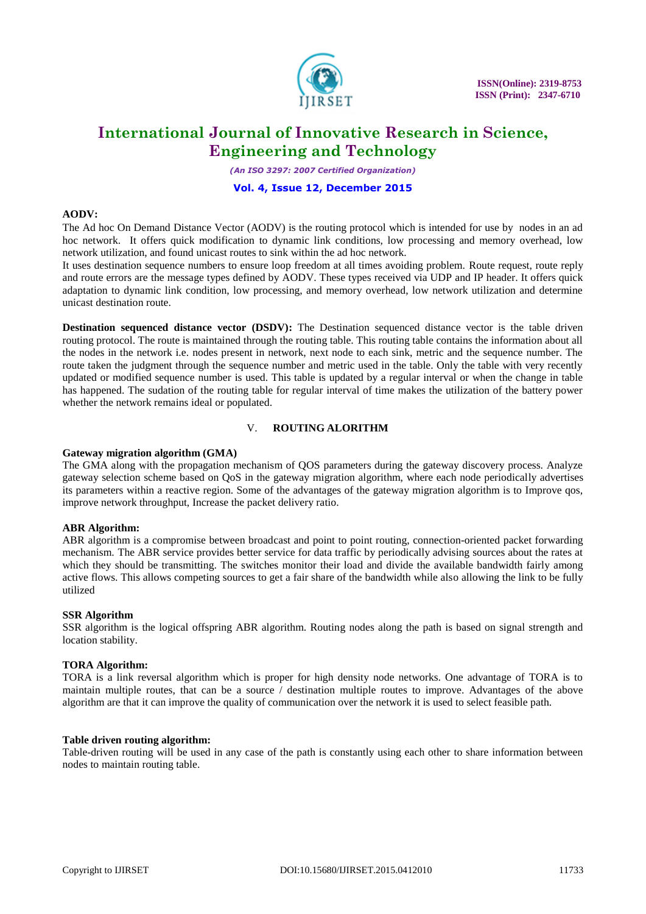**AODV:**

The Ad hoc On Demand Distance Vector (AODV) is the routing protocol which is intended for use by nodes in an ad hoc network. It offers quick modification to dynamic link conditions, low processing and memory overhead, low network utilization, and found unicast routes to sink within the ad hoc network.

It uses destination sequence numbers to ensure loop freedom at all times avoiding problem. Route request, route reply and route errors are the message types defined by AODV. These types received via UDP and IP header. It offers quick adaptation to dynamic link condition, low processing, and memory overhead, low network utilization and determine unicast destination route.

**Destination sequenced distance vector (DSDV):** The Destination sequenced distance vector is the table driven routing protocol. The route is maintained through the routing table. This routing table contains the information about all the nodes in the network i.e. nodes present in network, next node to each sink, metric and the sequence number. The route taken the judgment through the sequence number and metric used in the table. Only the table with very recently updated or modified sequence number is used. This table is updated by a regular interval or when the change in table has happened. The sudation of the routing table for regular interval of time makes the utilization of the battery power whether the network remains ideal or populated.

## V. ROUTING ALORITHM

**Gateway migration algorithm (GMA)**

The GMA along with the propagation mechanism of QOS parameters during the gateway discovery process. Analyze gateway selection scheme based on QoS in the gateway migration algorithm, where each node periodically advertises its parameters within a reactive region. Some of the advantages of the gateway migration algorithm is to Improve qos, improve network throughput, Increase the packet delivery ratio.

**ABR Algorithm:**

ABR algorithm is a compromise between broadcast and point to point routing, connection-oriented packet forwarding mechanism. The ABR service provides better service for data traffic by periodically advising sources about the rates at which they should be transmitting. The switches monitor their load and divide the available bandwidth fairly among active flows. This allows competing sources to get a fair share of the bandwidth while also allowing the link to be fully utilized

**SSR Algorithm**

SSR algorithm is the logical offspring ABR algorithm. Routing nodes along the path is based on signal strength and location stability.

**TORA Algorithm:**

TORA is a link reversal algorithm which is proper for high density node networks. One advantage of TORA is to maintain multiple routes, that can be a source / destination multiple routes to improve. Advantages of the above algorithm are that it can improve the quality of communication over the network it is used to select feasible path.

**Table driven routing algorithm:**

Table-driven routing will be used in any case of the path is constantly using each other to share information between nodes to maintain routing table.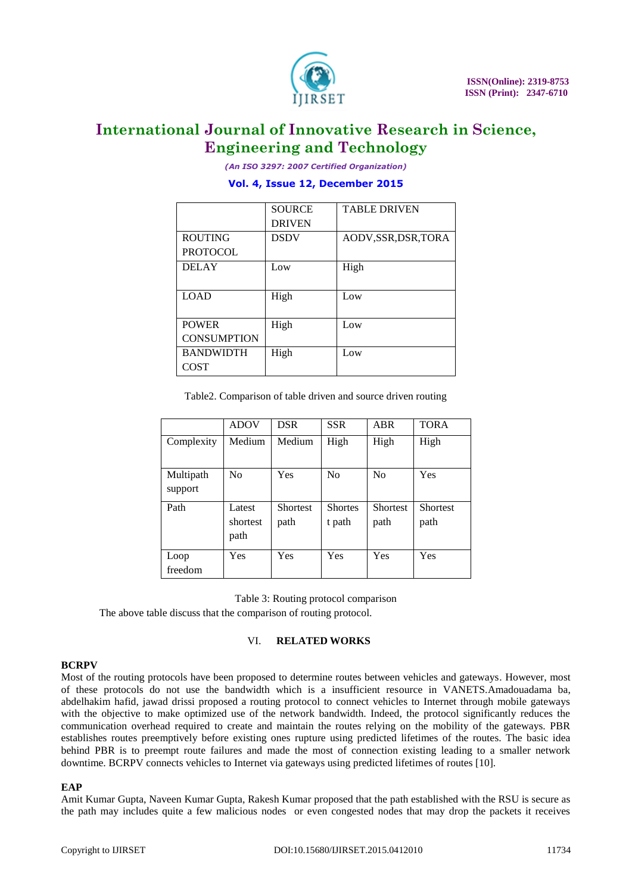| | SOURCE DRIVEN | TABLE DRIVEN |
|---|---|---|
| ROUTING PROTOCOL | DSDV | AODV,SSR,DSR,TORA |
| DELAY | Low | High |
| LOAD | High | Low |
| POWER CONSUMPTION | High | Low |
| BANDWIDTH COST | High | Low |

Table2. Comparison of table driven and source driven routing

| | ADOV | DSR | SSR | ABR | TORA |
|---|---|---|---|---|---|
| Complexity | Medium | Medium | High | High | High |
| Multipath support | No | Yes | No | No | Yes |
| Path | Latest shortest path | Shortest path | Shortes t path | Shortest path | Shortest path |
| Loop freedom | Yes | Yes | Yes | Yes | Yes |

Table 3: Routing protocol comparison

The above table discuss that the comparison of routing protocol.

## VI. RELATED WORKS

**BCRPV**

Most of the routing protocols have been proposed to determine routes between vehicles and gateways. However, most of these protocols do not use the bandwidth which is a insufficient resource in VANETS.Amadouadama ba, abdelhakim hafid, jawad drissi proposed a routing protocol to connect vehicles to Internet through mobile gateways with the objective to make optimized use of the network bandwidth. Indeed, the protocol significantly reduces the communication overhead required to create and maintain the routes relying on the mobility of the gateways. PBR establishes routes preemptively before existing ones rupture using predicted lifetimes of the routes. The basic idea behind PBR is to preempt route failures and made the most of connection existing leading to a smaller network downtime. BCRPV connects vehicles to Internet via gateways using predicted lifetimes of routes [10].

**EAP**

Amit Kumar Gupta, Naveen Kumar Gupta, Rakesh Kumar proposed that the path established with the RSU is secure as the path may includes quite a few malicious nodes or even congested nodes that may drop the packets it receives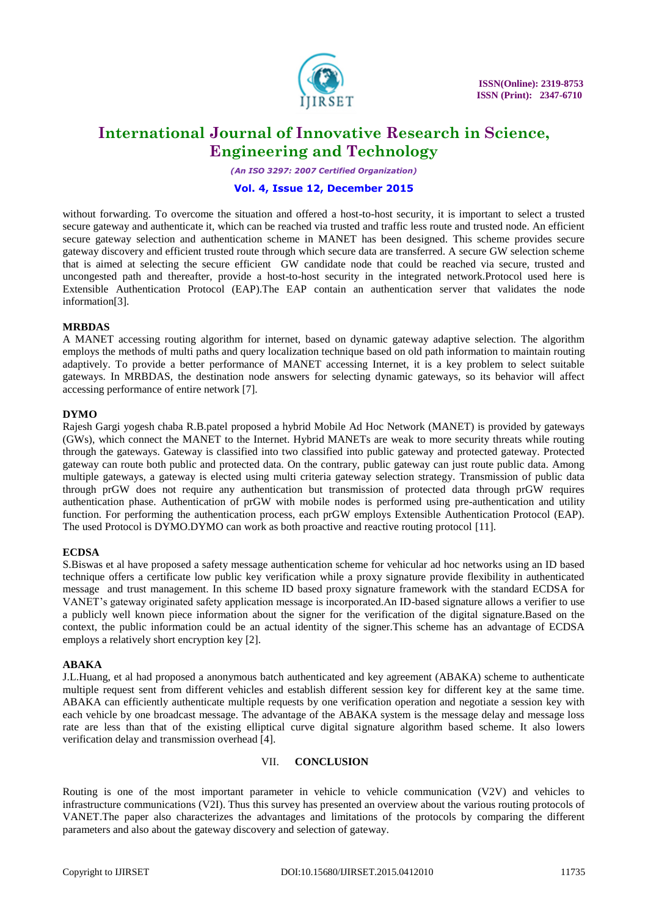without forwarding. To overcome the situation and offered a host-to-host security, it is important to select a trusted secure gateway and authenticate it, which can be reached via trusted and traffic less route and trusted node. An efficient secure gateway selection and authentication scheme in MANET has been designed. This scheme provides secure gateway discovery and efficient trusted route through which secure data are transferred. A secure GW selection scheme that is aimed at selecting the secure efficient GW candidate node that could be reached via secure, trusted and uncongested path and thereafter, provide a host-to-host security in the integrated network.Protocol used here is Extensible Authentication Protocol (EAP).The EAP contain an authentication server that validates the node information[3].

**MRBDAS**

A MANET accessing routing algorithm for internet, based on dynamic gateway adaptive selection. The algorithm employs the methods of multi paths and query localization technique based on old path information to maintain routing adaptively. To provide a better performance of MANET accessing Internet, it is a key problem to select suitable gateways. In MRBDAS, the destination node answers for selecting dynamic gateways, so its behavior will affect accessing performance of entire network [7].

**DYMO**

Rajesh Gargi yogesh chaba R.B.patel proposed a hybrid Mobile Ad Hoc Network (MANET) is provided by gateways (GWs), which connect the MANET to the Internet. Hybrid MANETs are weak to more security threats while routing through the gateways. Gateway is classified into two classified into public gateway and protected gateway. Protected gateway can route both public and protected data. On the contrary, public gateway can just route public data. Among multiple gateways, a gateway is elected using multi criteria gateway selection strategy. Transmission of public data through prGW does not require any authentication but transmission of protected data through prGW requires authentication phase. Authentication of prGW with mobile nodes is performed using pre-authentication and utility function. For performing the authentication process, each prGW employs Extensible Authentication Protocol (EAP). The used Protocol is DYMO.DYMO can work as both proactive and reactive routing protocol [11].

**ECDSA**

S.Biswas et al have proposed a safety message authentication scheme for vehicular ad hoc networks using an ID based technique offers a certificate low public key verification while a proxy signature provide flexibility in authenticated message and trust management. In this scheme ID based proxy signature framework with the standard ECDSA for VANET's gateway originated safety application message is incorporated.An ID-based signature allows a verifier to use a publicly well known piece information about the signer for the verification of the digital signature.Based on the context, the public information could be an actual identity of the signer.This scheme has an advantage of ECDSA employs a relatively short encryption key [2].

**ABAKA**

J.L.Huang, et al had proposed a anonymous batch authenticated and key agreement (ABAKA) scheme to authenticate multiple request sent from different vehicles and establish different session key for different key at the same time. ABAKA can efficiently authenticate multiple requests by one verification operation and negotiate a session key with each vehicle by one broadcast message. The advantage of the ABAKA system is the message delay and message loss rate are less than that of the existing elliptical curve digital signature algorithm based scheme. It also lowers verification delay and transmission overhead [4].

## VII. CONCLUSION

Routing is one of the most important parameter in vehicle to vehicle communication (V2V) and vehicles to infrastructure communications (V2I). Thus this survey has presented an overview about the various routing protocols of VANET.The paper also characterizes the advantages and limitations of the protocols by comparing the different parameters and also about the gateway discovery and selection of gateway.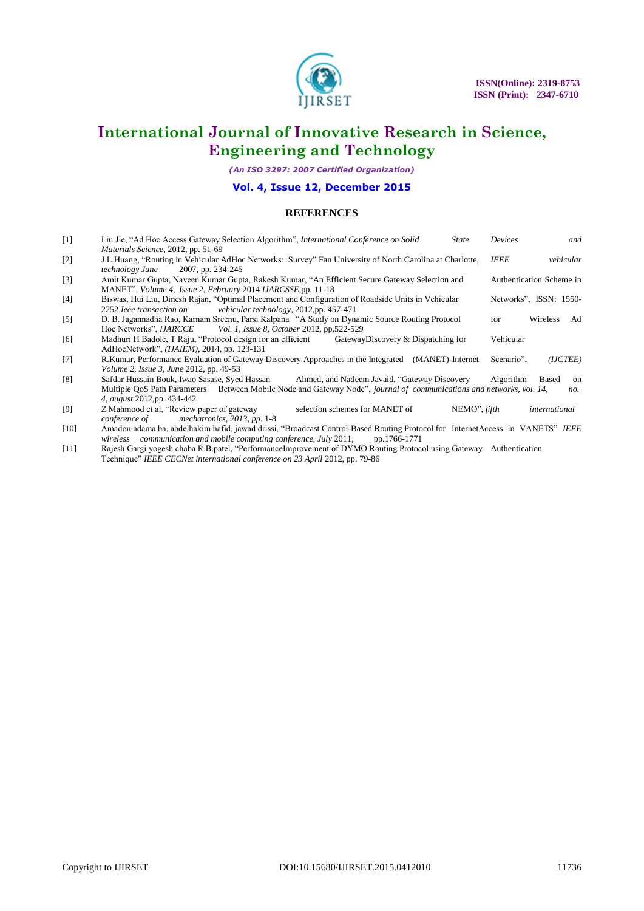## REFERENCES

[1] Liu Jie, "Ad Hoc Access Gateway Selection Algorithm", *International Conference on Solid State Devices and Materials Science*, 2012, pp. 51-69

[2] J.L.Huang, "Routing in Vehicular AdHoc Networks: Survey" Fan University of North Carolina at Charlotte, *IEEE vehicular technology June* 2007, pp. 234-245

[3] Amit Kumar Gupta, Naveen Kumar Gupta, Rakesh Kumar, "An Efficient Secure Gateway Selection and Authentication Scheme in MANET", *Volume 4, Issue 2, February* 2014 *IJARCSSE*,pp. 11-18

[4] Biswas, Hui Liu, Dinesh Rajan, "Optimal Placement and Configuration of Roadside Units in Vehicular Networks", ISSN: 1550-2252 *Ieee transaction on vehicular technology*, 2012,pp. 457-471

[5] D. B. Jagannadha Rao, Karnam Sreenu, Parsi Kalpana "A Study on Dynamic Source Routing Protocol for Wireless Ad Hoc Networks", *IJARCCE Vol. 1, Issue 8, October* 2012, pp.522-529

[6] Madhuri H Badole, T Raju, "Protocol design for an efficient GatewayDiscovery & Dispatching for Vehicular AdHocNetwork", *(IJAIEM)*, 2014, pp. 123-131

[7] R.Kumar, Performance Evaluation of Gateway Discovery Approaches in the Integrated (MANET)-Internet Scenario", *(IJCTEE) Volume 2, Issue 3, June* 2012, pp. 49-53

[8] Safdar Hussain Bouk, Iwao Sasase, Syed Hassan Ahmed, and Nadeem Javaid, "Gateway Discovery Algorithm Based on Multiple QoS Path Parameters Between Mobile Node and Gateway Node", *journal of communications and networks, vol. 14, no. 4, august* 2012,pp. 434-442

[9] Z Mahmood et al, "Review paper of gateway selection schemes for MANET of NEMO", *fifth international conference of mechatronics, 2013, pp*. 1-8

[10] Amadou adama ba, abdelhakim hafid, jawad drissi, "Broadcast Control-Based Routing Protocol for InternetAccess in VANETS" *IEEE wireless communication and mobile computing conference, July* 2011, pp.1766-1771

[11] Rajesh Gargi yogesh chaba R.B.patel, "PerformanceImprovement of DYMO Routing Protocol using Gateway Authentication Technique" *IEEE CECNet international conference on 23 April* 2012, pp. 79-86